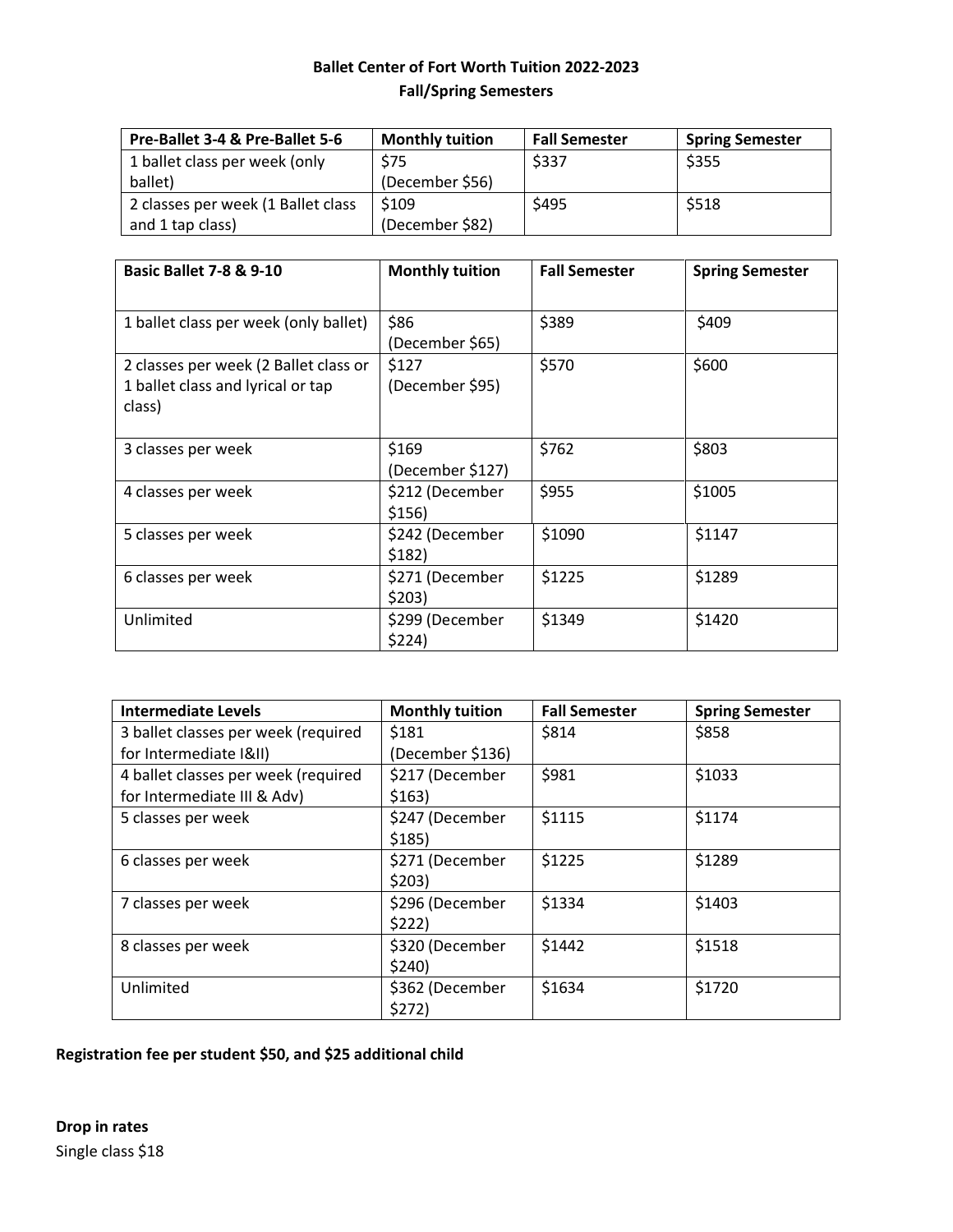**Ballet Center of Fort Worth Tuition 2022-2023**
**Fall/Spring Semesters**

| Pre-Ballet 3-4 & Pre-Ballet 5-6 | Monthly tuition | Fall Semester | Spring Semester |
| --- | --- | --- | --- |
| 1 ballet class per week (only ballet) | $75 (December $56) | $337 | $355 |
| 2 classes per week (1 Ballet class and 1 tap class) | $109 (December $82) | $495 | $518 |

| Basic Ballet 7-8 & 9-10 | Monthly tuition | Fall Semester | Spring Semester |
| --- | --- | --- | --- |
| 1 ballet class per week (only ballet) | $86 (December $65) | $389 | $409 |
| 2 classes per week (2 Ballet class or 1 ballet class and lyrical or tap class) | $127 (December $95) | $570 | $600 |
| 3 classes per week | $169 (December $127) | $762 | $803 |
| 4 classes per week | $212 (December $156) | $955 | $1005 |
| 5 classes per week | $242 (December $182) | $1090 | $1147 |
| 6 classes per week | $271 (December $203) | $1225 | $1289 |
| Unlimited | $299 (December $224) | $1349 | $1420 |

| Intermediate Levels | Monthly tuition | Fall Semester | Spring Semester |
| --- | --- | --- | --- |
| 3 ballet classes per week (required for Intermediate I&II) | $181 (December $136) | $814 | $858 |
| 4 ballet classes per week (required for Intermediate III & Adv) | $217 (December $163) | $981 | $1033 |
| 5 classes per week | $247 (December $185) | $1115 | $1174 |
| 6 classes per week | $271 (December $203) | $1225 | $1289 |
| 7 classes per week | $296 (December $222) | $1334 | $1403 |
| 8 classes per week | $320 (December $240) | $1442 | $1518 |
| Unlimited | $362 (December $272) | $1634 | $1720 |

**Registration fee per student $50, and $25 additional child**

**Drop in rates**

Single class $18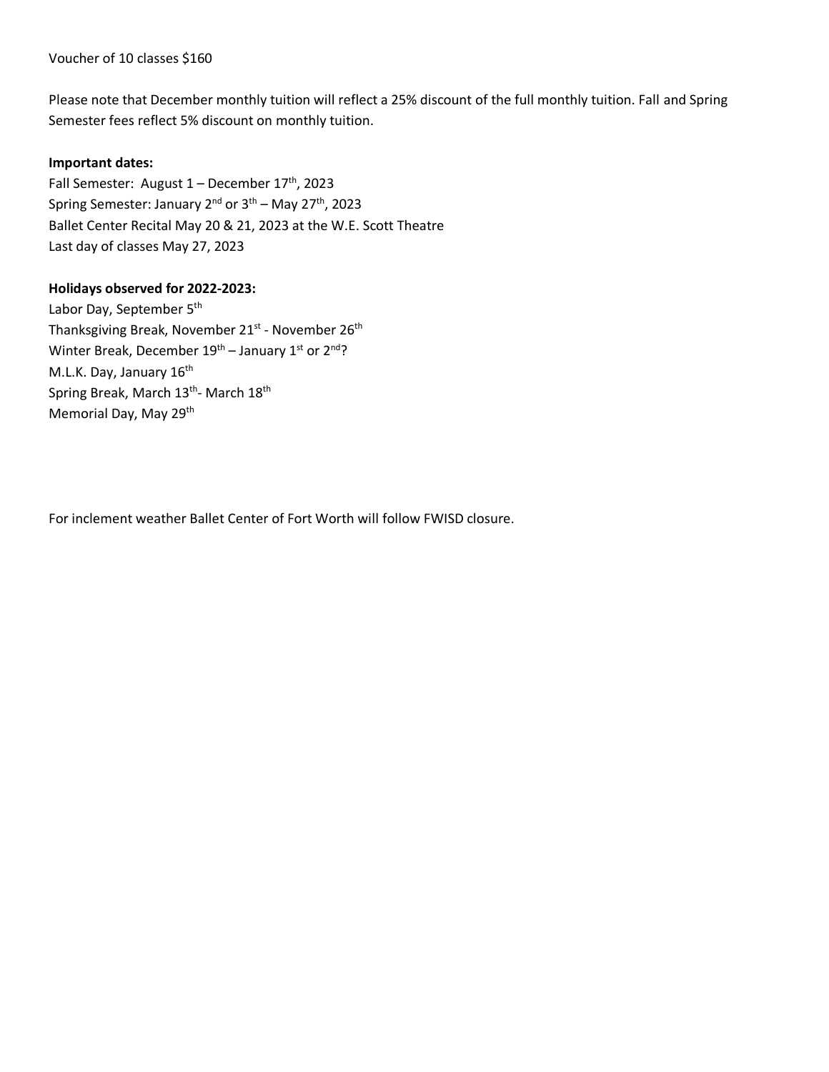Voucher of 10 classes $160

Please note that December monthly tuition will reflect a 25% discount of the full monthly tuition. Fall and Spring Semester fees reflect 5% discount on monthly tuition.

**Important dates:**
Fall Semester: August 1 – December 17th, 2023
Spring Semester: January 2nd or 3th – May 27th, 2023
Ballet Center Recital May 20 & 21, 2023 at the W.E. Scott Theatre
Last day of classes May 27, 2023

**Holidays observed for 2022-2023:**
Labor Day, September 5th
Thanksgiving Break, November 21st - November 26th
Winter Break, December 19th – January 1st or 2nd?
M.L.K. Day, January 16th
Spring Break, March 13th- March 18th
Memorial Day, May 29th

For inclement weather Ballet Center of Fort Worth will follow FWISD closure.